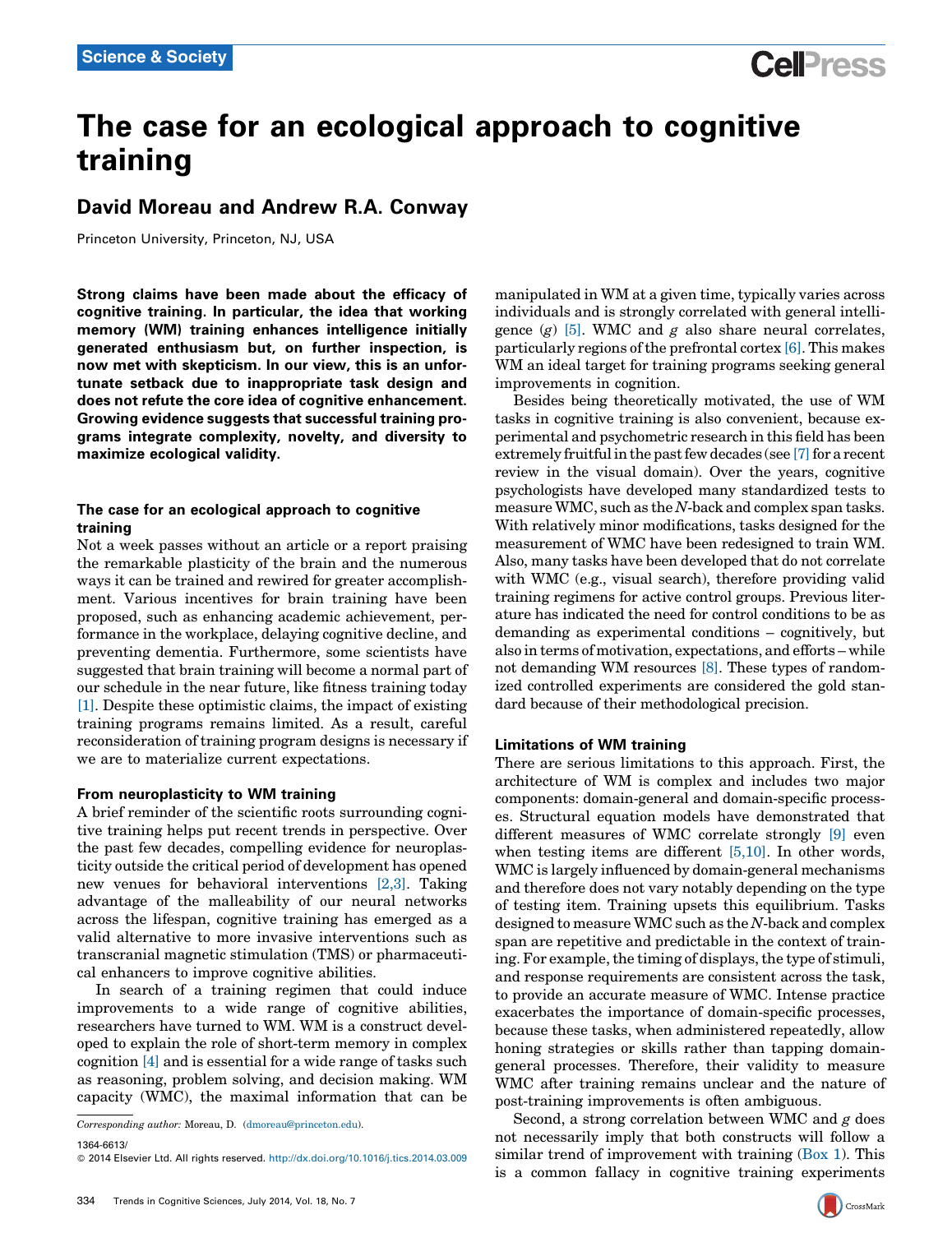Science & Society

# The case for an ecological approach to cognitive training

## David Moreau and Andrew R.A. Conway

Princeton University, Princeton, NJ, USA

**Strong claims have been made about the efficacy of cognitive training. In particular, the idea that working memory (WM) training enhances intelligence initially generated enthusiasm but, on further inspection, is now met with skepticism. In our view, this is an unfortunate setback due to inappropriate task design and does not refute the core idea of cognitive enhancement. Growing evidence suggests that successful training programs integrate complexity, novelty, and diversity to maximize ecological validity.**

### The case for an ecological approach to cognitive training

Not a week passes without an article or a report praising the remarkable plasticity of the brain and the numerous ways it can be trained and rewired for greater accomplishment. Various incentives for brain training have been proposed, such as enhancing academic achievement, performance in the workplace, delaying cognitive decline, and preventing dementia. Furthermore, some scientists have suggested that brain training will become a normal part of our schedule in the near future, like fitness training today [1]. Despite these optimistic claims, the impact of existing training programs remains limited. As a result, careful reconsideration of training program designs is necessary if we are to materialize current expectations.

### From neuroplasticity to WM training

A brief reminder of the scientific roots surrounding cognitive training helps put recent trends in perspective. Over the past few decades, compelling evidence for neuroplasticity outside the critical period of development has opened new venues for behavioral interventions [2,3]. Taking advantage of the malleability of our neural networks across the lifespan, cognitive training has emerged as a valid alternative to more invasive interventions such as transcranial magnetic stimulation (TMS) or pharmaceutical enhancers to improve cognitive abilities.

In search of a training regimen that could induce improvements to a wide range of cognitive abilities, researchers have turned to WM. WM is a construct developed to explain the role of short-term memory in complex cognition [4] and is essential for a wide range of tasks such as reasoning, problem solving, and decision making. WM capacity (WMC), the maximal information that can be manipulated in WM at a given time, typically varies across individuals and is strongly correlated with general intelligence (*g*) [5]. WMC and *g* also share neural correlates, particularly regions of the prefrontal cortex [6]. This makes WM an ideal target for training programs seeking general improvements in cognition.

Besides being theoretically motivated, the use of WM tasks in cognitive training is also convenient, because experimental and psychometric research in this field has been extremely fruitful in the past few decades (see [7] for a recent review in the visual domain). Over the years, cognitive psychologists have developed many standardized tests to measure WMC, such as the *N*-back and complex span tasks. With relatively minor modifications, tasks designed for the measurement of WMC have been redesigned to train WM. Also, many tasks have been developed that do not correlate with WMC (e.g., visual search), therefore providing valid training regimens for active control groups. Previous literature has indicated the need for control conditions to be as demanding as experimental conditions – cognitively, but also in terms of motivation, expectations, and efforts – while not demanding WM resources [8]. These types of randomized controlled experiments are considered the gold standard because of their methodological precision.

### Limitations of WM training

There are serious limitations to this approach. First, the architecture of WM is complex and includes two major components: domain-general and domain-specific processes. Structural equation models have demonstrated that different measures of WMC correlate strongly [9] even when testing items are different [5,10]. In other words, WMC is largely influenced by domain-general mechanisms and therefore does not vary notably depending on the type of testing item. Training upsets this equilibrium. Tasks designed to measure WMC such as the *N*-back and complex span are repetitive and predictable in the context of training. For example, the timing of displays, the type of stimuli, and response requirements are consistent across the task, to provide an accurate measure of WMC. Intense practice exacerbates the importance of domain-specific processes, because these tasks, when administered repeatedly, allow honing strategies or skills rather than tapping domain-general processes. Therefore, their validity to measure WMC after training remains unclear and the nature of post-training improvements is often ambiguous.

Second, a strong correlation between WMC and *g* does not necessarily imply that both constructs will follow a similar trend of improvement with training (Box 1). This is a common fallacy in cognitive training experiments

*Corresponding author:* Moreau, D. (dmoreau@princeton.edu).

1364-6613/

© 2014 Elsevier Ltd. All rights reserved. http://dx.doi.org/10.1016/j.tics.2014.03.009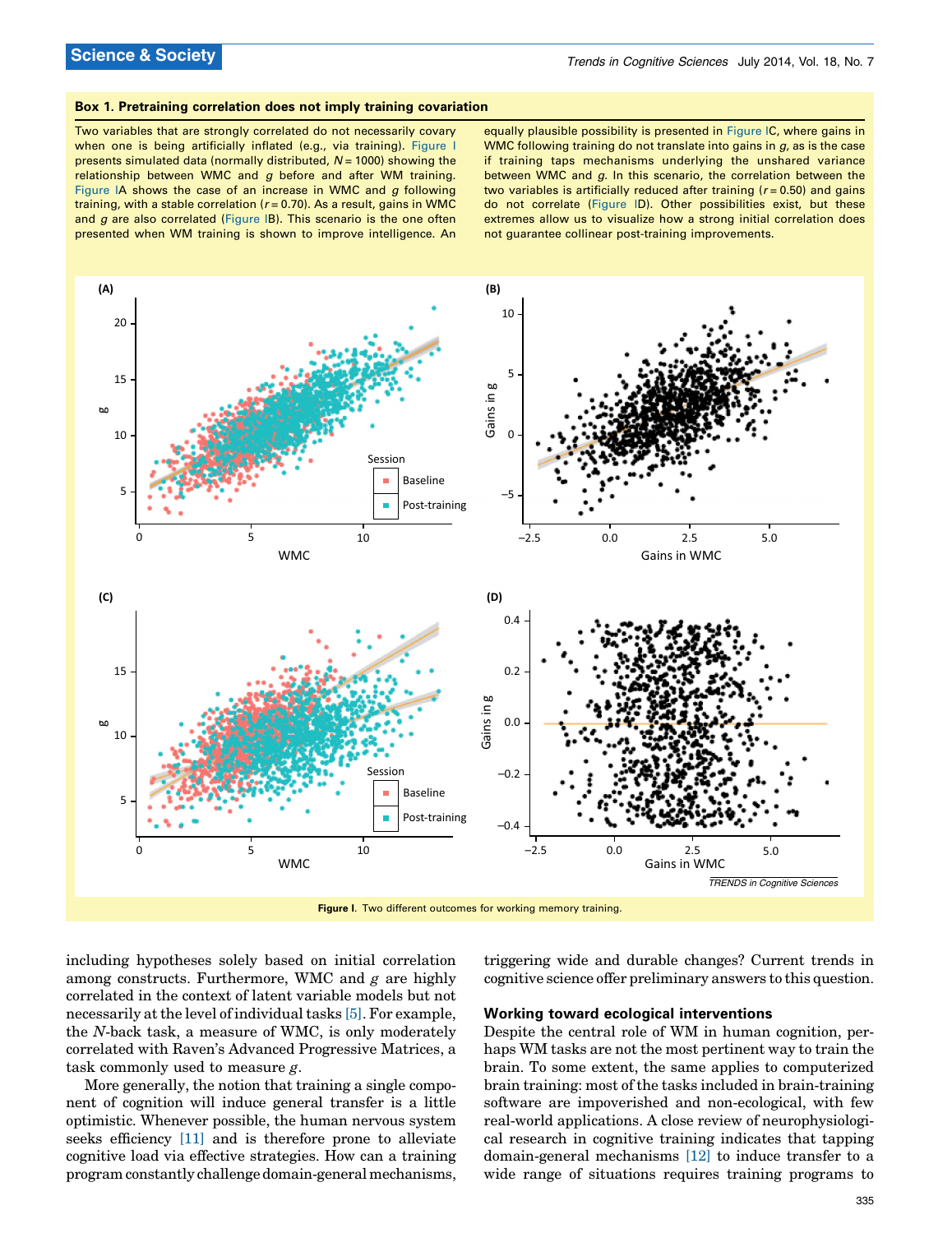### Box 1. Pretraining correlation does not imply training covariation

Two variables that are strongly correlated do not necessarily covary when one is being artificially inflated (e.g., via training). Figure I presents simulated data (normally distributed, $N = 1000$) showing the relationship between WMC and *g* before and after WM training. Figure IA shows the case of an increase in WMC and *g* following training, with a stable correlation ($r = 0.70$). As a result, gains in WMC and *g* are also correlated (Figure IB). This scenario is the one often presented when WM training is shown to improve intelligence. An equally plausible possibility is presented in Figure IC, where gains in WMC following training do not translate into gains in *g*, as is the case if training taps mechanisms underlying the unshared variance between WMC and *g*. In this scenario, the correlation between the two variables is artificially reduced after training ($r = 0.50$) and gains do not correlate (Figure ID). Other possibilities exist, but these extremes allow us to visualize how a strong initial correlation does not guarantee collinear post-training improvements.

**Figure I.** Two different outcomes for working memory training.

including hypotheses solely based on initial correlation among constructs. Furthermore, WMC and *g* are highly correlated in the context of latent variable models but not necessarily at the level of individual tasks [5]. For example, the *N*-back task, a measure of WMC, is only moderately correlated with Raven's Advanced Progressive Matrices, a task commonly used to measure *g*.

More generally, the notion that training a single component of cognition will induce general transfer is a little optimistic. Whenever possible, the human nervous system seeks efficiency [11] and is therefore prone to alleviate cognitive load via effective strategies. How can a training program constantly challenge domain-general mechanisms, triggering wide and durable changes? Current trends in cognitive science offer preliminary answers to this question.

## Working toward ecological interventions

Despite the central role of WM in human cognition, perhaps WM tasks are not the most pertinent way to train the brain. To some extent, the same applies to computerized brain training: most of the tasks included in brain-training software are impoverished and non-ecological, with few real-world applications. A close review of neurophysiological research in cognitive training indicates that tapping domain-general mechanisms [12] to induce transfer to a wide range of situations requires training programs to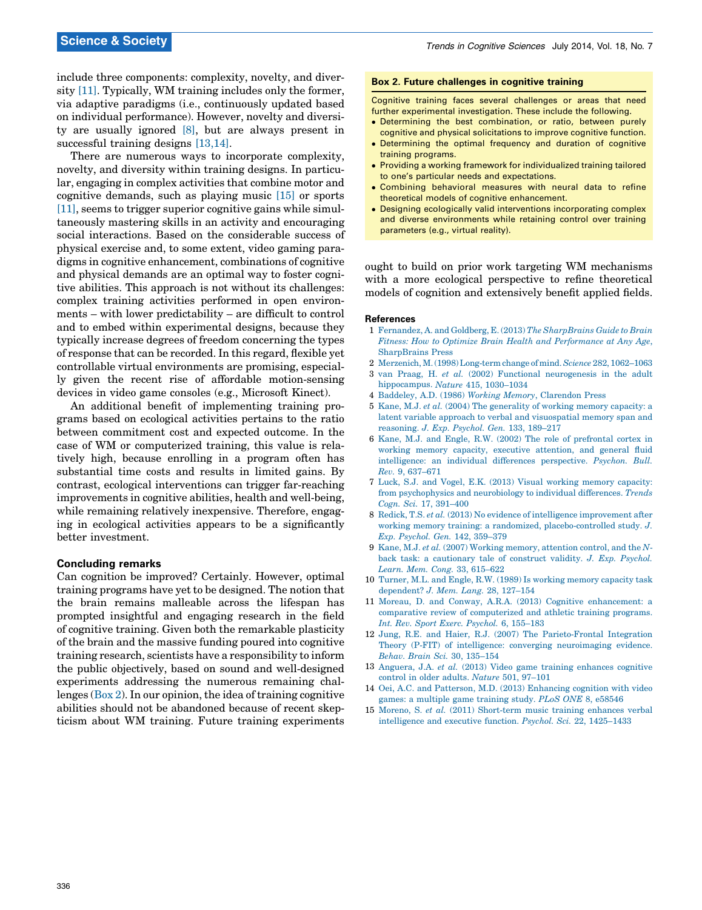include three components: complexity, novelty, and diversity [11]. Typically, WM training includes only the former, via adaptive paradigms (i.e., continuously updated based on individual performance). However, novelty and diversity are usually ignored [8], but are always present in successful training designs [13,14].

There are numerous ways to incorporate complexity, novelty, and diversity within training designs. In particular, engaging in complex activities that combine motor and cognitive demands, such as playing music [15] or sports [11], seems to trigger superior cognitive gains while simultaneously mastering skills in an activity and encouraging social interactions. Based on the considerable success of physical exercise and, to some extent, video gaming paradigms in cognitive enhancement, combinations of cognitive and physical demands are an optimal way to foster cognitive abilities. This approach is not without its challenges: complex training activities performed in open environments – with lower predictability – are difficult to control and to embed within experimental designs, because they typically increase degrees of freedom concerning the types of response that can be recorded. In this regard, flexible yet controllable virtual environments are promising, especially given the recent rise of affordable motion-sensing devices in video game consoles (e.g., Microsoft Kinect).

An additional benefit of implementing training programs based on ecological activities pertains to the ratio between commitment cost and expected outcome. In the case of WM or computerized training, this value is relatively high, because enrolling in a program often has substantial time costs and results in limited gains. By contrast, ecological interventions can trigger far-reaching improvements in cognitive abilities, health and well-being, while remaining relatively inexpensive. Therefore, engaging in ecological activities appears to be a significantly better investment.

## Concluding remarks

Can cognition be improved? Certainly. However, optimal training programs have yet to be designed. The notion that the brain remains malleable across the lifespan has prompted insightful and engaging research in the field of cognitive training. Given both the remarkable plasticity of the brain and the massive funding poured into cognitive training research, scientists have a responsibility to inform the public objectively, based on sound and well-designed experiments addressing the numerous remaining challenges (Box 2). In our opinion, the idea of training cognitive abilities should not be abandoned because of recent skepticism about WM training. Future training experiments ought to build on prior work targeting WM mechanisms with a more ecological perspective to refine theoretical models of cognition and extensively benefit applied fields.

**Box 2. Future challenges in cognitive training**

Cognitive training faces several challenges or areas that need further experimental investigation. These include the following.

- Determining the best combination, or ratio, between purely cognitive and physical solicitations to improve cognitive function.
- Determining the optimal frequency and duration of cognitive training programs.
- Providing a working framework for individualized training tailored to one's particular needs and expectations.
- Combining behavioral measures with neural data to refine theoretical models of cognitive enhancement.
- Designing ecologically valid interventions incorporating complex and diverse environments while retaining control over training parameters (e.g., virtual reality).

## References

1. Fernandez, A. and Goldberg, E. (2013) *The SharpBrains Guide to Brain Fitness: How to Optimize Brain Health and Performance at Any Age*, SharpBrains Press
2. Merzenich, M. (1998) Long-term change of mind. *Science* 282, 1062–1063
3. van Praag, H. *et al.* (2002) Functional neurogenesis in the adult hippocampus. *Nature* 415, 1030–1034
4. Baddeley, A.D. (1986) *Working Memory*, Clarendon Press
5. Kane, M.J. *et al.* (2004) The generality of working memory capacity: a latent variable approach to verbal and visuospatial memory span and reasoning. *J. Exp. Psychol. Gen.* 133, 189–217
6. Kane, M.J. and Engle, R.W. (2002) The role of prefrontal cortex in working memory capacity, executive attention, and general fluid intelligence: an individual differences perspective. *Psychon. Bull. Rev.* 9, 637–671
7. Luck, S.J. and Vogel, E.K. (2013) Visual working memory capacity: from psychophysics and neurobiology to individual differences. *Trends Cogn. Sci.* 17, 391–400
8. Redick, T.S. *et al.* (2013) No evidence of intelligence improvement after working memory training: a randomized, placebo-controlled study. *J. Exp. Psychol. Gen.* 142, 359–379
9. Kane, M.J. *et al.* (2007) Working memory, attention control, and the *N*-back task: a cautionary tale of construct validity. *J. Exp. Psychol. Learn. Mem. Cong.* 33, 615–622
10. Turner, M.L. and Engle, R.W. (1989) Is working memory capacity task dependent? *J. Mem. Lang.* 28, 127–154
11. Moreau, D. and Conway, A.R.A. (2013) Cognitive enhancement: a comparative review of computerized and athletic training programs. *Int. Rev. Sport Exerc. Psychol.* 6, 155–183
12. Jung, R.E. and Haier, R.J. (2007) The Parieto-Frontal Integration Theory (P-FIT) of intelligence: converging neuroimaging evidence. *Behav. Brain Sci.* 30, 135–154
13. Anguera, J.A. *et al.* (2013) Video game training enhances cognitive control in older adults. *Nature* 501, 97–101
14. Oei, A.C. and Patterson, M.D. (2013) Enhancing cognition with video games: a multiple game training study. *PLoS ONE* 8, e58546
15. Moreno, S. *et al.* (2011) Short-term music training enhances verbal intelligence and executive function. *Psychol. Sci.* 22, 1425–1433